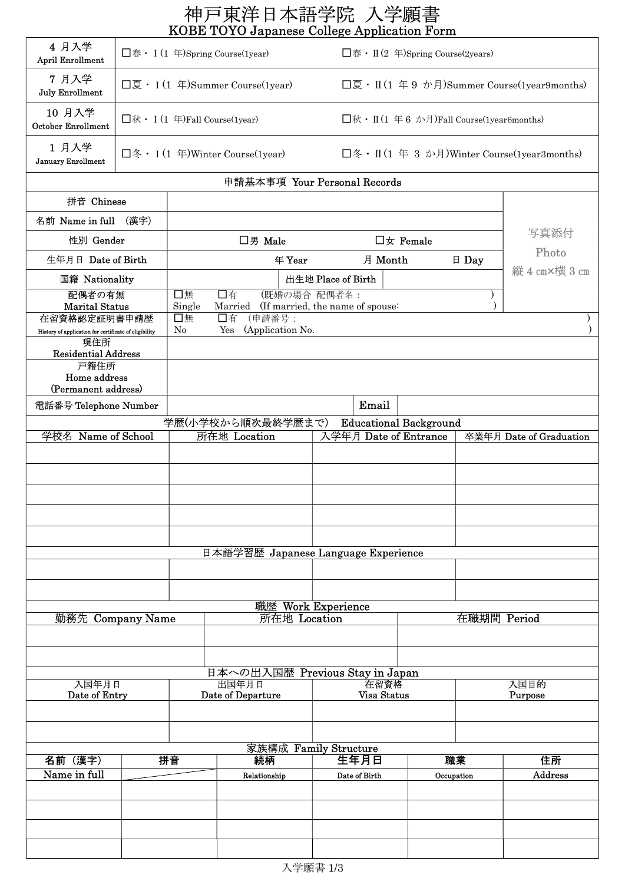# 神戸東洋日本語学院 入学願書

## KOBE TOYO Japanese College Application Form

| | | |
|---|---|---|
| 4 月入学 April Enrollment | □春・Ⅰ(1 年)Spring Course(1year) | □春・Ⅱ(2 年)Spring Course(2years) |
| 7 月入学 July Enrollment | □夏・Ⅰ(1 年)Summer Course(1year) | □夏・Ⅱ(1 年 9 か月)Summer Course(1year9months) |
| 10 月入学 October Enrollment | □秋・Ⅰ(1 年)Fall Course(1year) | □秋・Ⅱ(1 年 6 か月)Fall Course(1year6months) |
| 1 月入学 January Enrollment | □冬・Ⅰ(1 年)Winter Course(1year) | □冬・Ⅱ(1 年 3 か月)Winter Course(1year3months) |

### 申請基本事項 Your Personal Records

| | | | | |
|---|---|---|---|---|
| 拼音 Chinese | | | | 写真添付 Photo 縦 4 ㎝×横 3 ㎝ |
| 名前 Name in full (漢字) | | | | |
| 性別 Gender | □男 Male | □女 Female | | |
| 生年月日 Date of Birth | 年 Year | 月 Month | 日 Day | |
| 国籍 Nationality | | 出生地 Place of Birth | | |
| 配偶者の有無 Marital Status | □無 Single | □有 Married | (既婚の場合 配偶者名: ) (If married, the name of spouse: ) | |
| 在留資格認定証明書申請歴 History of application for certificate of eligibility | □無 No | □有 Yes | (申請番号: ) (Application No. ) | |
| 現住所 Residential Address | | | | |
| 戸籍住所 Home address (Permanent address) | | | | |
| 電話番号 Telephone Number | | Email | | |

### 学歴(小学校から順次最終学歴まで) Educational Background

| 学校名 Name of School | 所在地 Location | 入学年月 Date of Entrance | 卒業年月 Date of Graduation |
|---|---|---|---|
| | | | |
| | | | |
| | | | |
| | | | |
| | | | |

### 日本語学習歴 Japanese Language Experience

| | | | |
|---|---|---|---|
| | | | |
| | | | |

### 職歴 Work Experience

| 勤務先 Company Name | 所在地 Location | 在職期間 Period |
|---|---|---|
| | | |
| | | |

### 日本への出入国歴 Previous Stay in Japan

| 入国年月日 Date of Entry | 出国年月日 Date of Departure | 在留資格 Visa Status | 入国目的 Purpose |
|---|---|---|---|
| | | | |
| | | | |

### 家族構成 Family Structure

| 名前(漢字) Name in full | 拼音 | 続柄 Relationship | 生年月日 Date of Birth | 職業 Occupation | 住所 Address |
|---|---|---|---|---|---|
| | | | | | |
| | | | | | |
| | | | | | |
| | | | | | |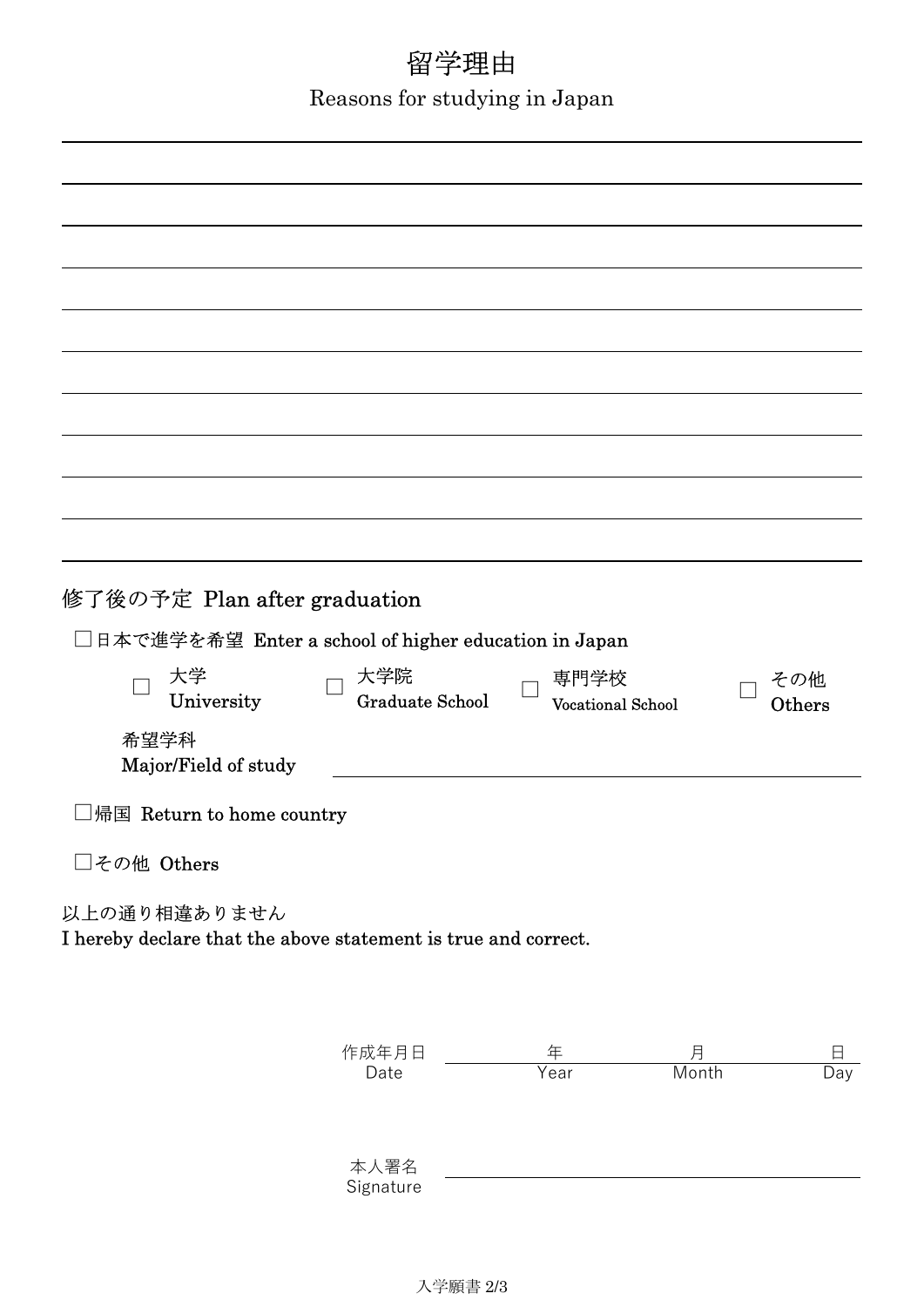# 留学理由

Reasons for studying in Japan

## 修了後の予定 Plan after graduation

□日本で進学を希望 Enter a school of higher education in Japan

□ 大学 University　□ 大学院 Graduate School　□ 専門学校 Vocational School　□ その他 Others

希望学科
Major/Field of study

□帰国 Return to home country

□その他 Others

以上の通り相違ありません
I hereby declare that the above statement is true and correct.

作成年月日 Date ＿＿＿＿ 年 Year ＿＿＿＿ 月 Month ＿＿＿＿ 日 Day

本人署名 Signature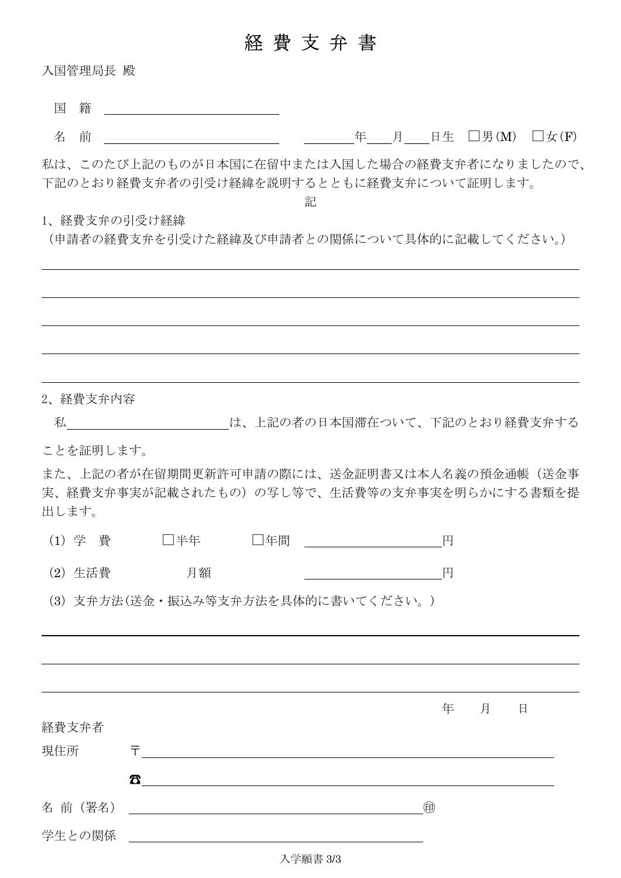# 経 費 支 弁 書

入国管理局長 殿

国　籍 ＿＿＿＿＿＿＿＿＿＿＿＿＿＿

名　前 ＿＿＿＿＿＿＿＿＿＿＿＿＿＿　＿＿＿＿年＿＿月＿＿日生　□男(M)　□女(F)

私は、このたび上記のものが日本国に在留中または入国した場合の経費支弁者になりましたので、下記のとおり経費支弁者の引受け経緯を説明するとともに経費支弁について証明します。

記

1、経費支弁の引受け経緯

（申請者の経費支弁を引受けた経緯及び申請者との関係について具体的に記載してください。）

＿＿＿＿＿＿＿＿＿＿＿＿＿＿＿＿＿＿＿＿＿＿＿＿＿＿＿＿＿＿＿＿＿＿＿＿＿＿＿＿

＿＿＿＿＿＿＿＿＿＿＿＿＿＿＿＿＿＿＿＿＿＿＿＿＿＿＿＿＿＿＿＿＿＿＿＿＿＿＿＿

＿＿＿＿＿＿＿＿＿＿＿＿＿＿＿＿＿＿＿＿＿＿＿＿＿＿＿＿＿＿＿＿＿＿＿＿＿＿＿＿

＿＿＿＿＿＿＿＿＿＿＿＿＿＿＿＿＿＿＿＿＿＿＿＿＿＿＿＿＿＿＿＿＿＿＿＿＿＿＿＿

＿＿＿＿＿＿＿＿＿＿＿＿＿＿＿＿＿＿＿＿＿＿＿＿＿＿＿＿＿＿＿＿＿＿＿＿＿＿＿＿

2、経費支弁内容

私＿＿＿＿＿＿＿＿＿＿＿＿＿＿は、上記の者の日本国滞在ついて、下記のとおり経費支弁することを証明します。

また、上記の者が在留期間更新許可申請の際には、送金証明書又は本人名義の預金通帳（送金事実、経費支弁事実が記載されたもの）の写し等で、生活費等の支弁事実を明らかにする書類を提出します。

（1）学　費　　□半年　　□年間　＿＿＿＿＿＿＿＿＿＿＿＿円

（2）生活費　　月額　　＿＿＿＿＿＿＿＿＿＿＿＿円

（3）支弁方法(送金・振込み等支弁方法を具体的に書いてください。)

＿＿＿＿＿＿＿＿＿＿＿＿＿＿＿＿＿＿＿＿＿＿＿＿＿＿＿＿＿＿＿＿＿＿＿＿＿＿＿＿

＿＿＿＿＿＿＿＿＿＿＿＿＿＿＿＿＿＿＿＿＿＿＿＿＿＿＿＿＿＿＿＿＿＿＿＿＿＿＿＿

＿＿＿＿＿＿＿＿＿＿＿＿＿＿＿＿＿＿＿＿＿＿＿＿＿＿＿＿＿＿＿＿＿＿＿＿＿＿＿＿

年　　月　　日

経費支弁者

現住所　〒＿＿＿＿＿＿＿＿＿＿＿＿＿＿＿＿＿＿＿＿＿＿＿＿＿＿＿＿＿＿＿＿

☎＿＿＿＿＿＿＿＿＿＿＿＿＿＿＿＿＿＿＿＿＿＿＿＿＿＿＿＿＿＿＿＿

名 前（署名）＿＿＿＿＿＿＿＿＿＿＿＿＿＿＿＿＿＿＿＿＿＿＿㊞

学生との関係 ＿＿＿＿＿＿＿＿＿＿＿＿＿＿＿＿＿＿＿＿＿＿＿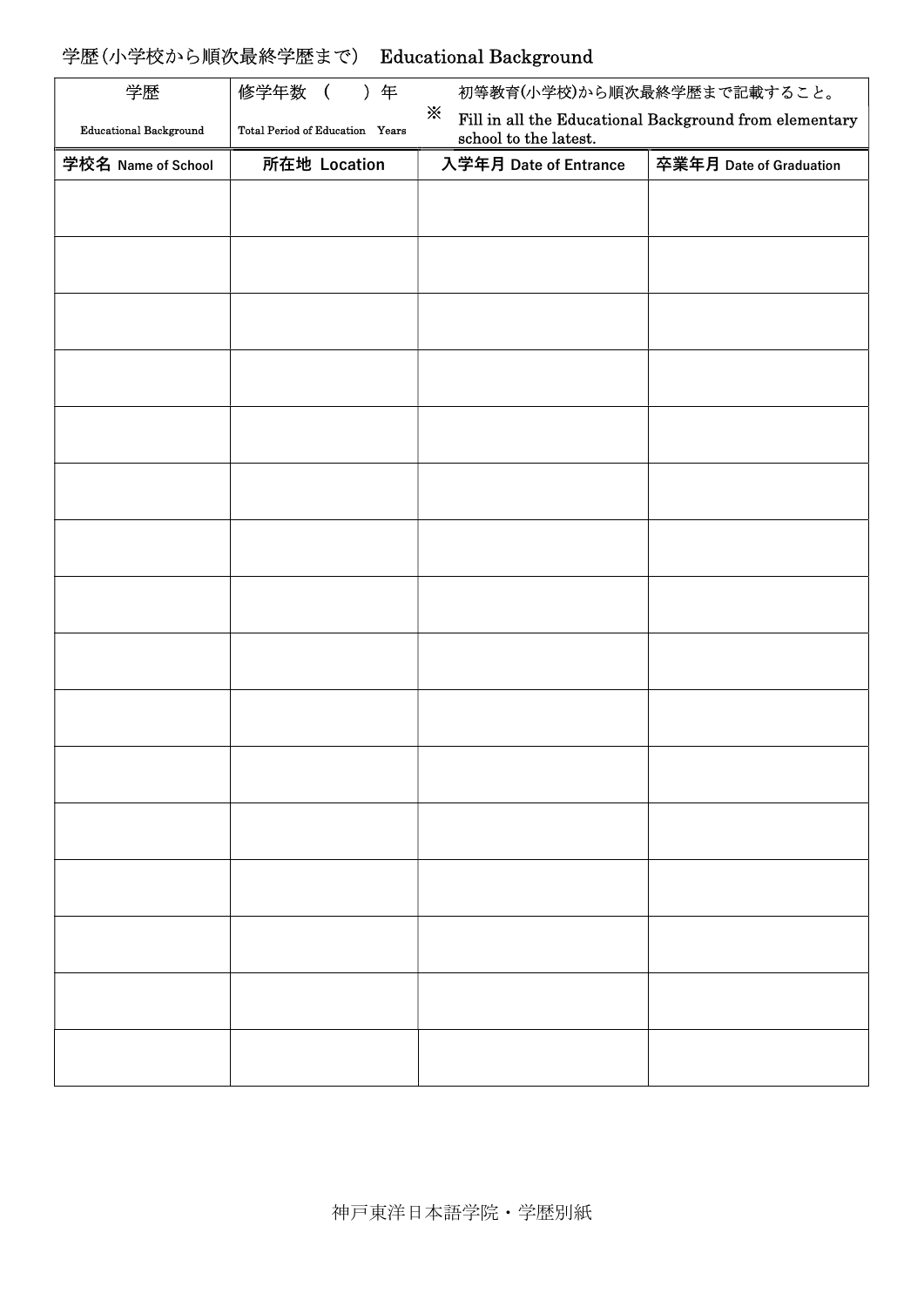## 学歴(小学校から順次最終学歴まで)　Educational Background

| 学歴<br>Educational Background | 修学年数　(　　)年<br>Total Period of Education　Years | ※ 初等教育(小学校)から順次最終学歴まで記載すること。<br>Fill in all the Educational Background from elementary school to the latest. | |
|---|---|---|---|
| **学校名 Name of School** | **所在地 Location** | **入学年月 Date of Entrance** | **卒業年月 Date of Graduation** |
| | | | |
| | | | |
| | | | |
| | | | |
| | | | |
| | | | |
| | | | |
| | | | |
| | | | |
| | | | |
| | | | |
| | | | |
| | | | |
| | | | |
| | | | |
| | | | |

神戸東洋日本語学院・学歴別紙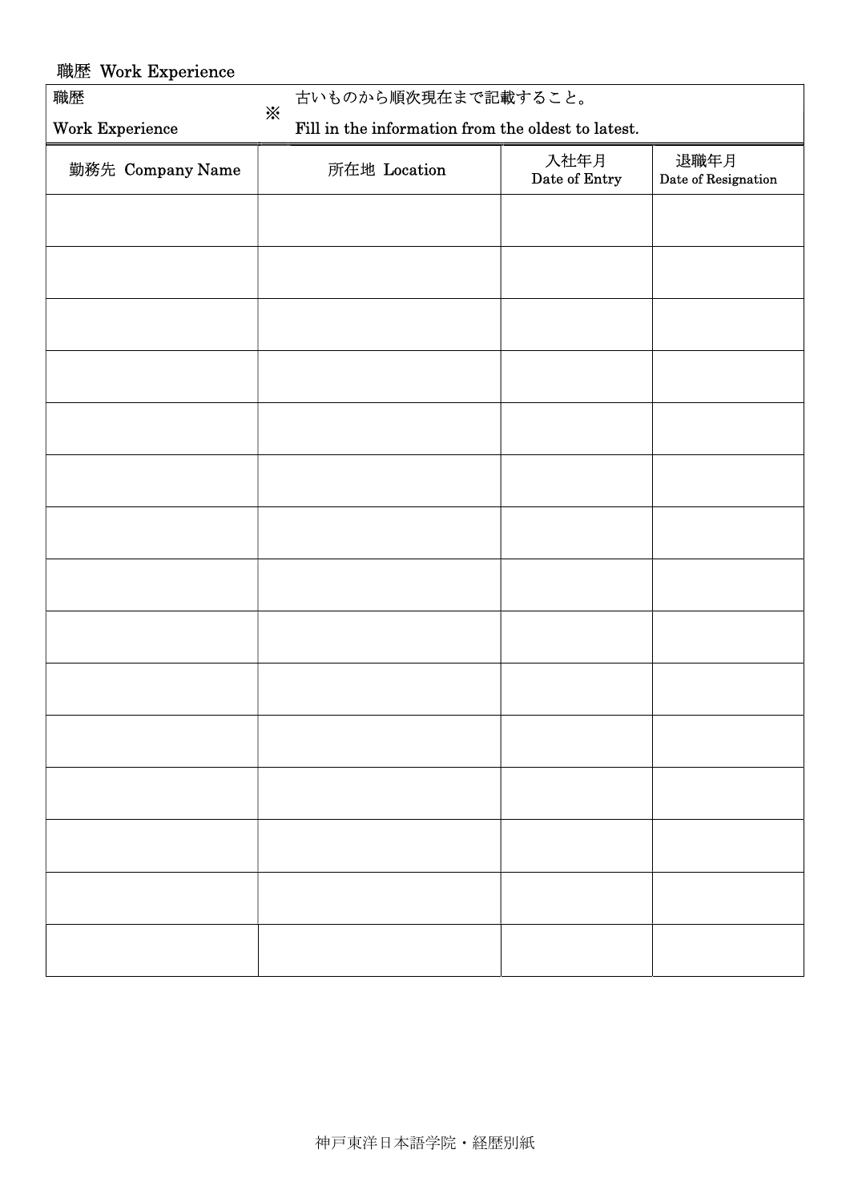## 職歴 Work Experience

| 職歴<br>Work Experience | ※ 古いものから順次現在まで記載すること。<br>Fill in the information from the oldest to latest. | | |
|---|---|---|---|
| 勤務先 Company Name | 所在地 Location | 入社年月<br>Date of Entry | 退職年月<br>Date of Resignation |
| | | | |
| | | | |
| | | | |
| | | | |
| | | | |
| | | | |
| | | | |
| | | | |
| | | | |
| | | | |
| | | | |
| | | | |
| | | | |
| | | | |
| | | | |

神戸東洋日本語学院・経歴別紙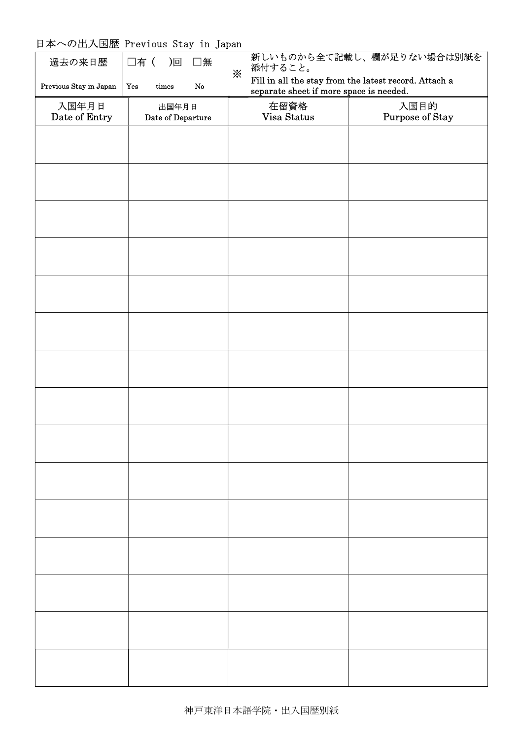日本への出入国歴 Previous Stay in Japan

| 過去の来日歴 Previous Stay in Japan | □有 (　)回 □無 Yes times No | ※ | 新しいものから全て記載し、欄が足りない場合は別紙を添付すること。 Fill in all the stay from the latest record. Attach a separate sheet if more space is needed. |
|---|---|---|---|

| 入国年月日 Date of Entry | 出国年月日 Date of Departure | 在留資格 Visa Status | 入国目的 Purpose of Stay |
|---|---|---|---|
| | | | |
| | | | |
| | | | |
| | | | |
| | | | |
| | | | |
| | | | |
| | | | |
| | | | |
| | | | |
| | | | |
| | | | |
| | | | |
| | | | |
| | | | |

神戸東洋日本語学院・出入国歴別紙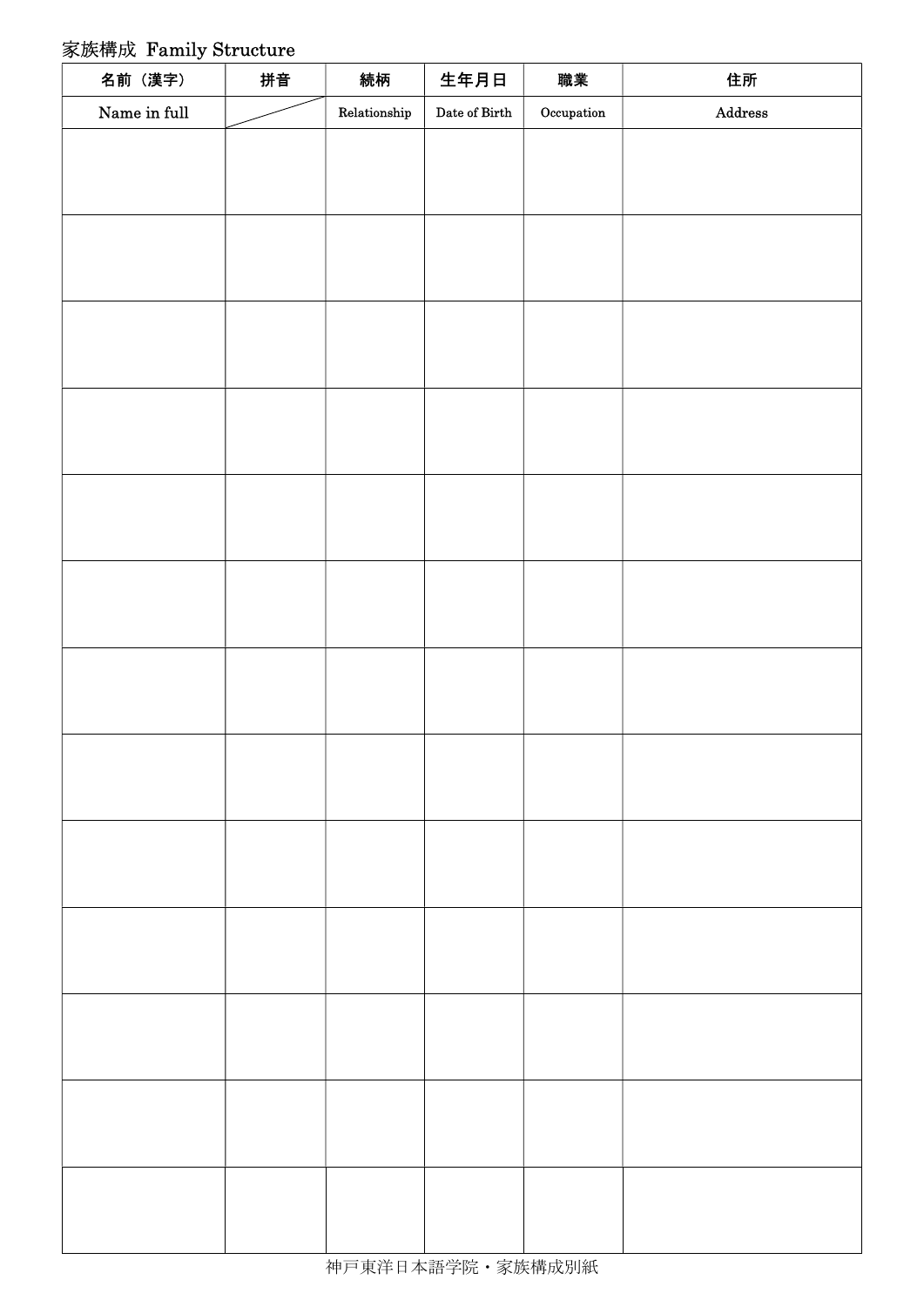家族構成 Family Structure

| 名前（漢字） | 拼音 | 続柄 | 生年月日 | 職業 | 住所 |
|---|---|---|---|---|---|
| Name in full | | Relationship | Date of Birth | Occupation | Address |
| | | | | | |
| | | | | | |
| | | | | | |
| | | | | | |
| | | | | | |
| | | | | | |
| | | | | | |
| | | | | | |
| | | | | | |
| | | | | | |
| | | | | | |
| | | | | | |
| | | | | | |

神戸東洋日本語学院・家族構成別紙